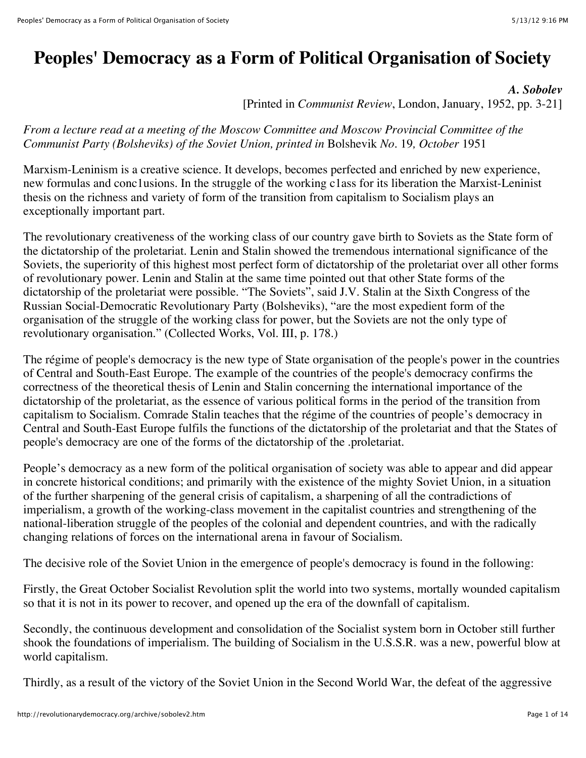# Peoples' Democracy as a Form of Political Organisation of Society

***A. Sobolev***
[Printed in *Communist Review*, London, January, 1952, pp. 3-21]

*From a lecture read at a meeting of the Moscow Committee and Moscow Provincial Committee of the Communist Party (Bolsheviks) of the Soviet Union, printed in* Bolshevik *No.* 19*, October* 1951

Marxism-Leninism is a creative science. It develops, becomes perfected and enriched by new experience, new formulas and conc1usions. In the struggle of the working c1ass for its liberation the Marxist-Leninist thesis on the richness and variety of form of the transition from capitalism to Socialism plays an exceptionally important part.

The revolutionary creativeness of the working class of our country gave birth to Soviets as the State form of the dictatorship of the proletariat. Lenin and Stalin showed the tremendous international significance of the Soviets, the superiority of this highest most perfect form of dictatorship of the proletariat over all other forms of revolutionary power. Lenin and Stalin at the same time pointed out that other State forms of the dictatorship of the proletariat were possible. "The Soviets", said J.V. Stalin at the Sixth Congress of the Russian Social-Democratic Revolutionary Party (Bolsheviks), "are the most expedient form of the organisation of the struggle of the working class for power, but the Soviets are not the only type of revolutionary organisation." (Collected Works, Vol. III, p. 178.)

The régime of people's democracy is the new type of State organisation of the people's power in the countries of Central and South-East Europe. The example of the countries of the people's democracy confirms the correctness of the theoretical thesis of Lenin and Stalin concerning the international importance of the dictatorship of the proletariat, as the essence of various political forms in the period of the transition from capitalism to Socialism. Comrade Stalin teaches that the régime of the countries of people's democracy in Central and South-East Europe fulfils the functions of the dictatorship of the proletariat and that the States of people's democracy are one of the forms of the dictatorship of the .proletariat.

People's democracy as a new form of the political organisation of society was able to appear and did appear in concrete historical conditions; and primarily with the existence of the mighty Soviet Union, in a situation of the further sharpening of the general crisis of capitalism, a sharpening of all the contradictions of imperialism, a growth of the working-class movement in the capitalist countries and strengthening of the national-liberation struggle of the peoples of the colonial and dependent countries, and with the radically changing relations of forces on the international arena in favour of Socialism.

The decisive role of the Soviet Union in the emergence of people's democracy is found in the following:

Firstly, the Great October Socialist Revolution split the world into two systems, mortally wounded capitalism so that it is not in its power to recover, and opened up the era of the downfall of capitalism.

Secondly, the continuous development and consolidation of the Socialist system born in October still further shook the foundations of imperialism. The building of Socialism in the U.S.S.R. was a new, powerful blow at world capitalism.

Thirdly, as a result of the victory of the Soviet Union in the Second World War, the defeat of the aggressive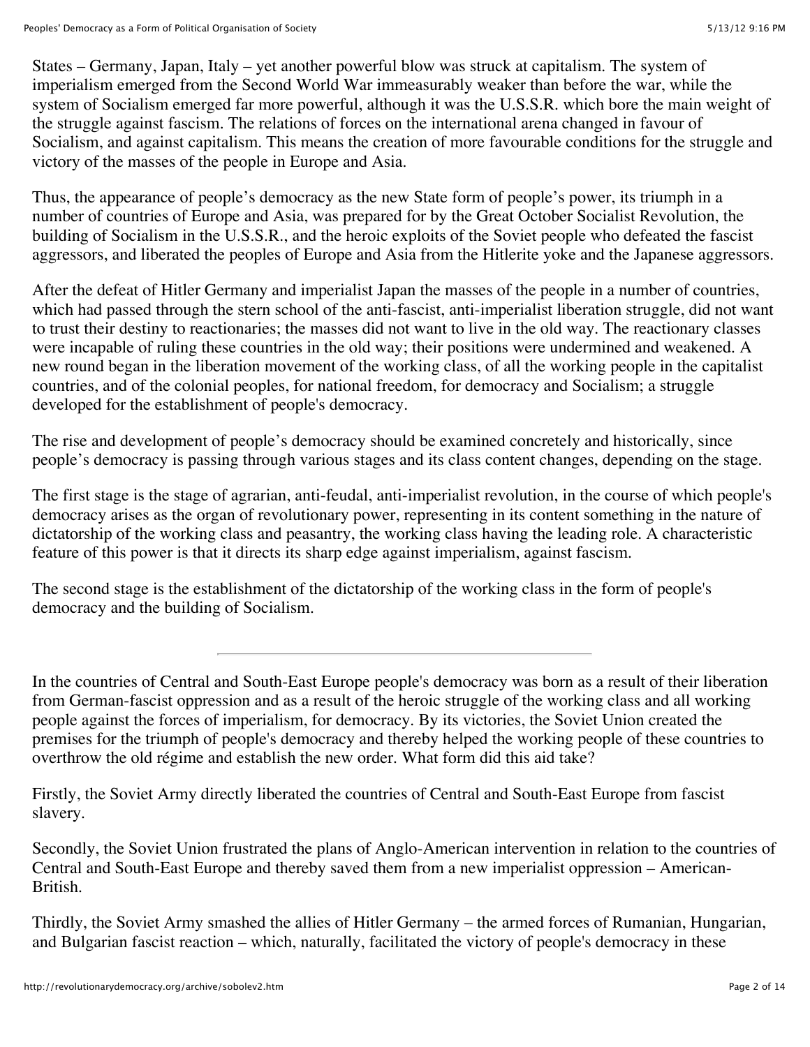States – Germany, Japan, Italy – yet another powerful blow was struck at capitalism. The system of imperialism emerged from the Second World War immeasurably weaker than before the war, while the system of Socialism emerged far more powerful, although it was the U.S.S.R. which bore the main weight of the struggle against fascism. The relations of forces on the international arena changed in favour of Socialism, and against capitalism. This means the creation of more favourable conditions for the struggle and victory of the masses of the people in Europe and Asia.

Thus, the appearance of people's democracy as the new State form of people's power, its triumph in a number of countries of Europe and Asia, was prepared for by the Great October Socialist Revolution, the building of Socialism in the U.S.S.R., and the heroic exploits of the Soviet people who defeated the fascist aggressors, and liberated the peoples of Europe and Asia from the Hitlerite yoke and the Japanese aggressors.

After the defeat of Hitler Germany and imperialist Japan the masses of the people in a number of countries, which had passed through the stern school of the anti-fascist, anti-imperialist liberation struggle, did not want to trust their destiny to reactionaries; the masses did not want to live in the old way. The reactionary classes were incapable of ruling these countries in the old way; their positions were undermined and weakened. A new round began in the liberation movement of the working class, of all the working people in the capitalist countries, and of the colonial peoples, for national freedom, for democracy and Socialism; a struggle developed for the establishment of people's democracy.

The rise and development of people's democracy should be examined concretely and historically, since people's democracy is passing through various stages and its class content changes, depending on the stage.

The first stage is the stage of agrarian, anti-feudal, anti-imperialist revolution, in the course of which people's democracy arises as the organ of revolutionary power, representing in its content something in the nature of dictatorship of the working class and peasantry, the working class having the leading role. A characteristic feature of this power is that it directs its sharp edge against imperialism, against fascism.

The second stage is the establishment of the dictatorship of the working class in the form of people's democracy and the building of Socialism.

---

In the countries of Central and South-East Europe people's democracy was born as a result of their liberation from German-fascist oppression and as a result of the heroic struggle of the working class and all working people against the forces of imperialism, for democracy. By its victories, the Soviet Union created the premises for the triumph of people's democracy and thereby helped the working people of these countries to overthrow the old régime and establish the new order. What form did this aid take?

Firstly, the Soviet Army directly liberated the countries of Central and South-East Europe from fascist slavery.

Secondly, the Soviet Union frustrated the plans of Anglo-American intervention in relation to the countries of Central and South-East Europe and thereby saved them from a new imperialist oppression – American-British.

Thirdly, the Soviet Army smashed the allies of Hitler Germany – the armed forces of Rumanian, Hungarian, and Bulgarian fascist reaction – which, naturally, facilitated the victory of people's democracy in these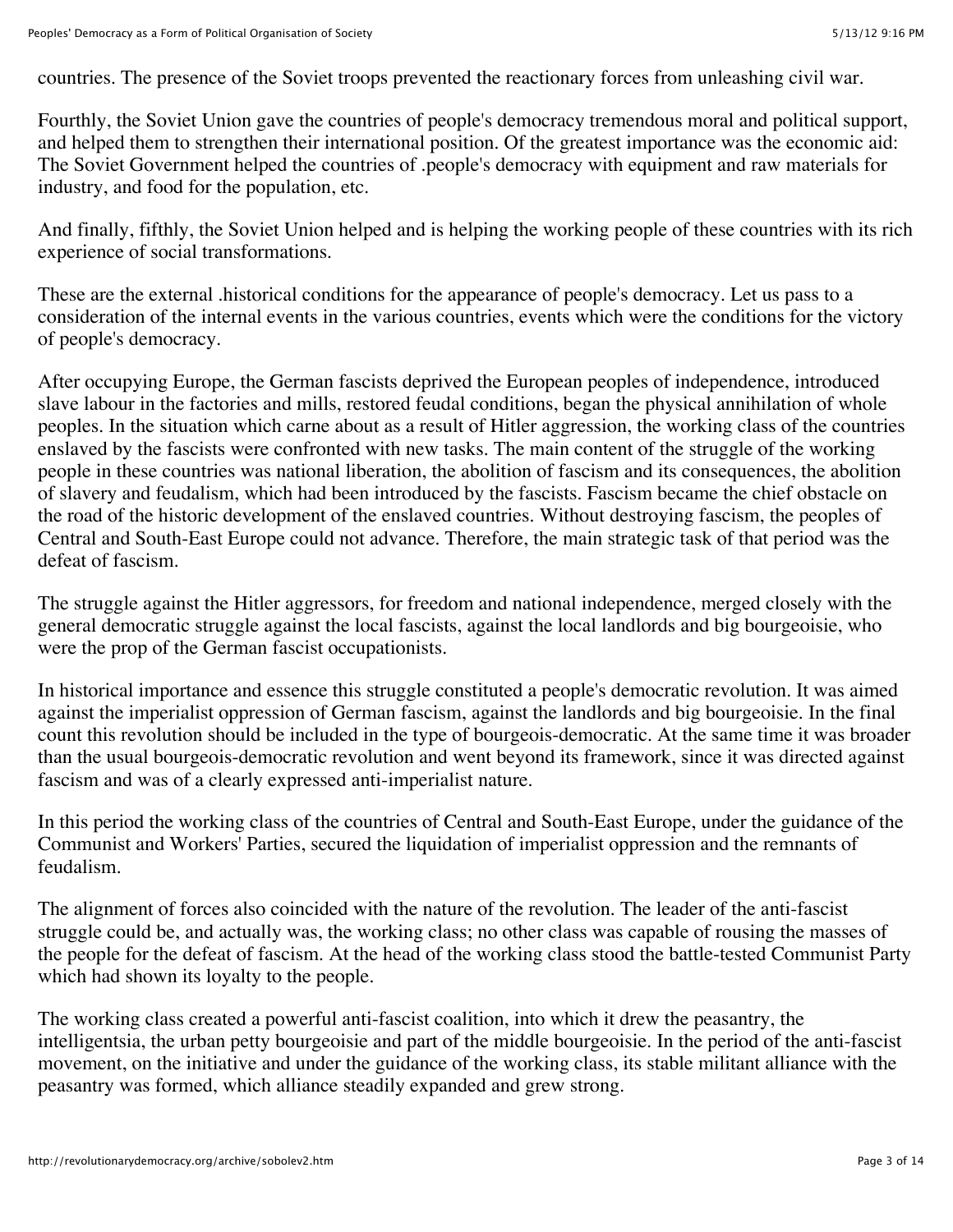countries. The presence of the Soviet troops prevented the reactionary forces from unleashing civil war.

Fourthly, the Soviet Union gave the countries of people's democracy tremendous moral and political support, and helped them to strengthen their international position. Of the greatest importance was the economic aid: The Soviet Government helped the countries of .people's democracy with equipment and raw materials for industry, and food for the population, etc.

And finally, fifthly, the Soviet Union helped and is helping the working people of these countries with its rich experience of social transformations.

These are the external .historical conditions for the appearance of people's democracy. Let us pass to a consideration of the internal events in the various countries, events which were the conditions for the victory of people's democracy.

After occupying Europe, the German fascists deprived the European peoples of independence, introduced slave labour in the factories and mills, restored feudal conditions, began the physical annihilation of whole peoples. In the situation which carne about as a result of Hitler aggression, the working class of the countries enslaved by the fascists were confronted with new tasks. The main content of the struggle of the working people in these countries was national liberation, the abolition of fascism and its consequences, the abolition of slavery and feudalism, which had been introduced by the fascists. Fascism became the chief obstacle on the road of the historic development of the enslaved countries. Without destroying fascism, the peoples of Central and South-East Europe could not advance. Therefore, the main strategic task of that period was the defeat of fascism.

The struggle against the Hitler aggressors, for freedom and national independence, merged closely with the general democratic struggle against the local fascists, against the local landlords and big bourgeoisie, who were the prop of the German fascist occupationists.

In historical importance and essence this struggle constituted a people's democratic revolution. It was aimed against the imperialist oppression of German fascism, against the landlords and big bourgeoisie. In the final count this revolution should be included in the type of bourgeois-democratic. At the same time it was broader than the usual bourgeois-democratic revolution and went beyond its framework, since it was directed against fascism and was of a clearly expressed anti-imperialist nature.

In this period the working class of the countries of Central and South-East Europe, under the guidance of the Communist and Workers' Parties, secured the liquidation of imperialist oppression and the remnants of feudalism.

The alignment of forces also coincided with the nature of the revolution. The leader of the anti-fascist struggle could be, and actually was, the working class; no other class was capable of rousing the masses of the people for the defeat of fascism. At the head of the working class stood the battle-tested Communist Party which had shown its loyalty to the people.

The working class created a powerful anti-fascist coalition, into which it drew the peasantry, the intelligentsia, the urban petty bourgeoisie and part of the middle bourgeoisie. In the period of the anti-fascist movement, on the initiative and under the guidance of the working class, its stable militant alliance with the peasantry was formed, which alliance steadily expanded and grew strong.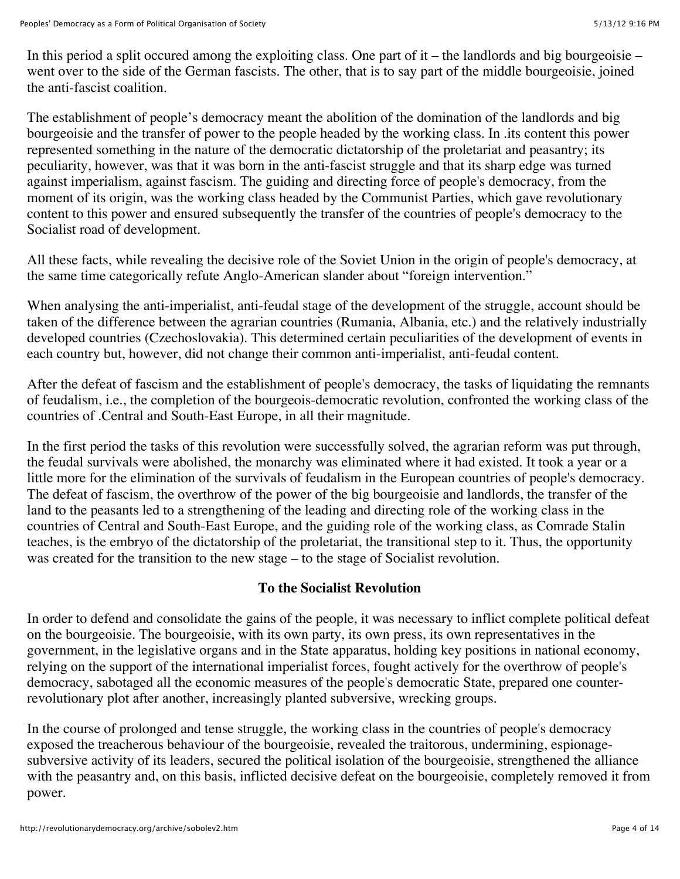In this period a split occured among the exploiting class. One part of it – the landlords and big bourgeoisie – went over to the side of the German fascists. The other, that is to say part of the middle bourgeoisie, joined the anti-fascist coalition.

The establishment of people’s democracy meant the abolition of the domination of the landlords and big bourgeoisie and the transfer of power to the people headed by the working class. In .its content this power represented something in the nature of the democratic dictatorship of the proletariat and peasantry; its peculiarity, however, was that it was born in the anti-fascist struggle and that its sharp edge was turned against imperialism, against fascism. The guiding and directing force of people's democracy, from the moment of its origin, was the working class headed by the Communist Parties, which gave revolutionary content to this power and ensured subsequently the transfer of the countries of people's democracy to the Socialist road of development.

All these facts, while revealing the decisive role of the Soviet Union in the origin of people's democracy, at the same time categorically refute Anglo-American slander about “foreign intervention.”

When analysing the anti-imperialist, anti-feudal stage of the development of the struggle, account should be taken of the difference between the agrarian countries (Rumania, Albania, etc.) and the relatively industrially developed countries (Czechoslovakia). This determined certain peculiarities of the development of events in each country but, however, did not change their common anti-imperialist, anti-feudal content.

After the defeat of fascism and the establishment of people's democracy, the tasks of liquidating the remnants of feudalism, i.e., the completion of the bourgeois-democratic revolution, confronted the working class of the countries of .Central and South-East Europe, in all their magnitude.

In the first period the tasks of this revolution were successfully solved, the agrarian reform was put through, the feudal survivals were abolished, the monarchy was eliminated where it had existed. It took a year or a little more for the elimination of the survivals of feudalism in the European countries of people's democracy. The defeat of fascism, the overthrow of the power of the big bourgeoisie and landlords, the transfer of the land to the peasants led to a strengthening of the leading and directing role of the working class in the countries of Central and South-East Europe, and the guiding role of the working class, as Comrade Stalin teaches, is the embryo of the dictatorship of the proletariat, the transitional step to it. Thus, the opportunity was created for the transition to the new stage – to the stage of Socialist revolution.

**To the Socialist Revolution**

In order to defend and consolidate the gains of the people, it was necessary to inflict complete political defeat on the bourgeoisie. The bourgeoisie, with its own party, its own press, its own representatives in the government, in the legislative organs and in the State apparatus, holding key positions in national economy, relying on the support of the international imperialist forces, fought actively for the overthrow of people's democracy, sabotaged all the economic measures of the people's democratic State, prepared one counter-revolutionary plot after another, increasingly planted subversive, wrecking groups.

In the course of prolonged and tense struggle, the working class in the countries of people's democracy exposed the treacherous behaviour of the bourgeoisie, revealed the traitorous, undermining, espionage-subversive activity of its leaders, secured the political isolation of the bourgeoisie, strengthened the alliance with the peasantry and, on this basis, inflicted decisive defeat on the bourgeoisie, completely removed it from power.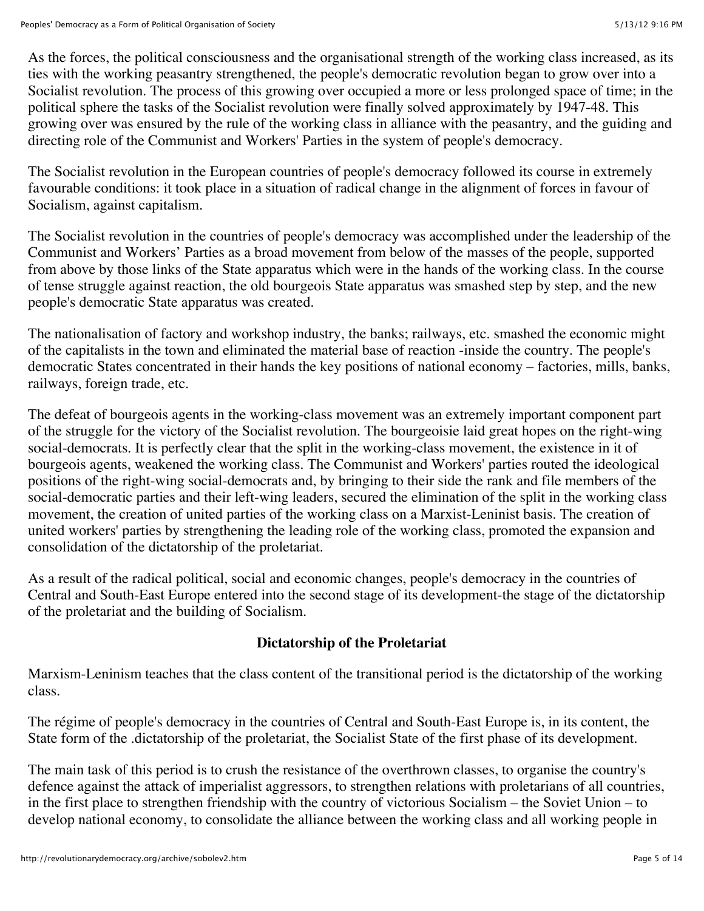As the forces, the political consciousness and the organisational strength of the working class increased, as its ties with the working peasantry strengthened, the people's democratic revolution began to grow over into a Socialist revolution. The process of this growing over occupied a more or less prolonged space of time; in the political sphere the tasks of the Socialist revolution were finally solved approximately by 1947-48. This growing over was ensured by the rule of the working class in alliance with the peasantry, and the guiding and directing role of the Communist and Workers' Parties in the system of people's democracy.

The Socialist revolution in the European countries of people's democracy followed its course in extremely favourable conditions: it took place in a situation of radical change in the alignment of forces in favour of Socialism, against capitalism.

The Socialist revolution in the countries of people's democracy was accomplished under the leadership of the Communist and Workers' Parties as a broad movement from below of the masses of the people, supported from above by those links of the State apparatus which were in the hands of the working class. In the course of tense struggle against reaction, the old bourgeois State apparatus was smashed step by step, and the new people's democratic State apparatus was created.

The nationalisation of factory and workshop industry, the banks; railways, etc. smashed the economic might of the capitalists in the town and eliminated the material base of reaction -inside the country. The people's democratic States concentrated in their hands the key positions of national economy – factories, mills, banks, railways, foreign trade, etc.

The defeat of bourgeois agents in the working-class movement was an extremely important component part of the struggle for the victory of the Socialist revolution. The bourgeoisie laid great hopes on the right-wing social-democrats. It is perfectly clear that the split in the working-class movement, the existence in it of bourgeois agents, weakened the working class. The Communist and Workers' parties routed the ideological positions of the right-wing social-democrats and, by bringing to their side the rank and file members of the social-democratic parties and their left-wing leaders, secured the elimination of the split in the working class movement, the creation of united parties of the working class on a Marxist-Leninist basis. The creation of united workers' parties by strengthening the leading role of the working class, promoted the expansion and consolidation of the dictatorship of the proletariat.

As a result of the radical political, social and economic changes, people's democracy in the countries of Central and South-East Europe entered into the second stage of its development-the stage of the dictatorship of the proletariat and the building of Socialism.

## Dictatorship of the Proletariat

Marxism-Leninism teaches that the class content of the transitional period is the dictatorship of the working class.

The régime of people's democracy in the countries of Central and South-East Europe is, in its content, the State form of the .dictatorship of the proletariat, the Socialist State of the first phase of its development.

The main task of this period is to crush the resistance of the overthrown classes, to organise the country's defence against the attack of imperialist aggressors, to strengthen relations with proletarians of all countries, in the first place to strengthen friendship with the country of victorious Socialism – the Soviet Union – to develop national economy, to consolidate the alliance between the working class and all working people in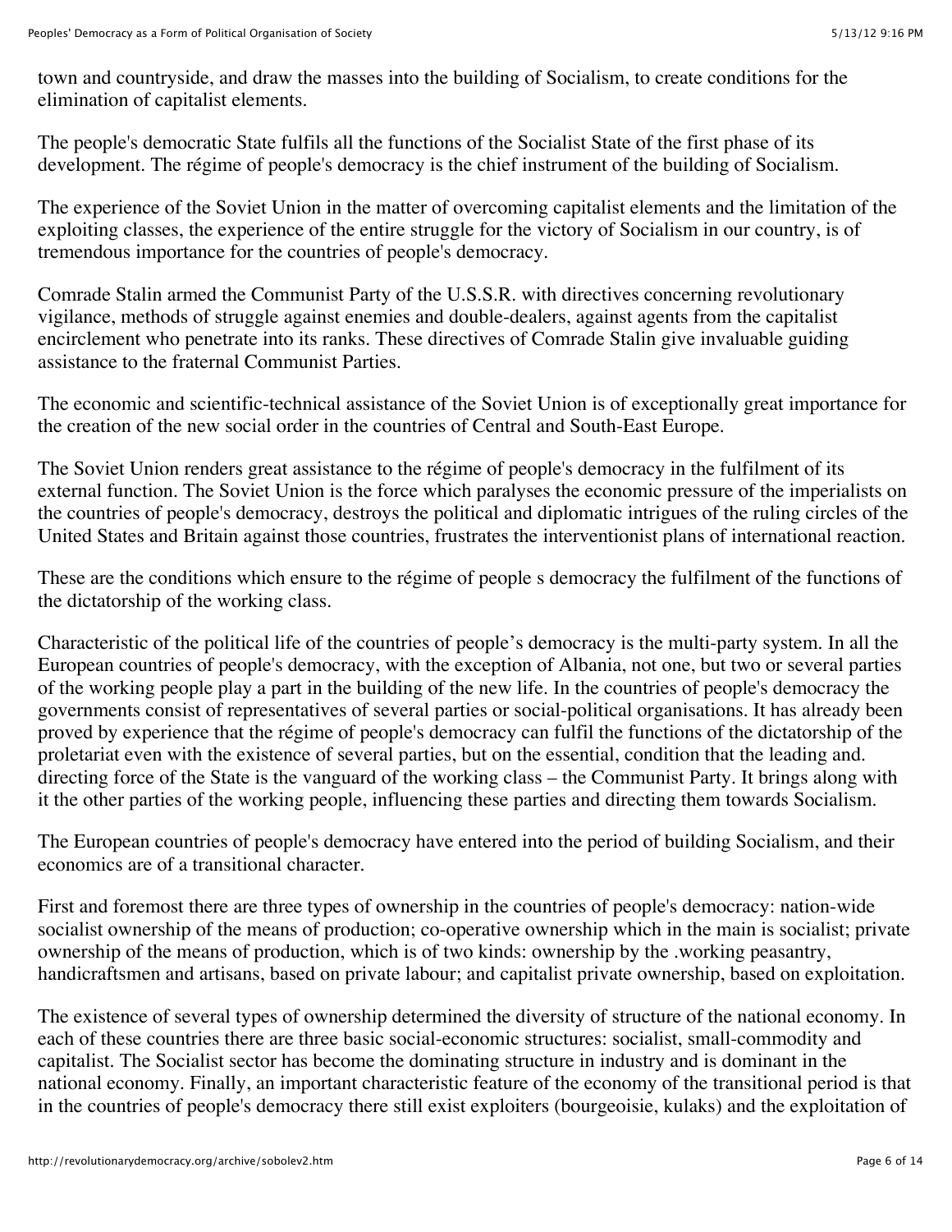town and countryside, and draw the masses into the building of Socialism, to create conditions for the elimination of capitalist elements.

The people's democratic State fulfils all the functions of the Socialist State of the first phase of its development. The régime of people's democracy is the chief instrument of the building of Socialism.

The experience of the Soviet Union in the matter of overcoming capitalist elements and the limitation of the exploiting classes, the experience of the entire struggle for the victory of Socialism in our country, is of tremendous importance for the countries of people's democracy.

Comrade Stalin armed the Communist Party of the U.S.S.R. with directives concerning revolutionary vigilance, methods of struggle against enemies and double-dealers, against agents from the capitalist encirclement who penetrate into its ranks. These directives of Comrade Stalin give invaluable guiding assistance to the fraternal Communist Parties.

The economic and scientific-technical assistance of the Soviet Union is of exceptionally great importance for the creation of the new social order in the countries of Central and South-East Europe.

The Soviet Union renders great assistance to the régime of people's democracy in the fulfilment of its external function. The Soviet Union is the force which paralyses the economic pressure of the imperialists on the countries of people's democracy, destroys the political and diplomatic intrigues of the ruling circles of the United States and Britain against those countries, frustrates the interventionist plans of international reaction.

These are the conditions which ensure to the régime of people s democracy the fulfilment of the functions of the dictatorship of the working class.

Characteristic of the political life of the countries of people’s democracy is the multi-party system. In all the European countries of people's democracy, with the exception of Albania, not one, but two or several parties of the working people play a part in the building of the new life. In the countries of people's democracy the governments consist of representatives of several parties or social-political organisations. It has already been proved by experience that the régime of people's democracy can fulfil the functions of the dictatorship of the proletariat even with the existence of several parties, but on the essential, condition that the leading and. directing force of the State is the vanguard of the working class – the Communist Party. It brings along with it the other parties of the working people, influencing these parties and directing them towards Socialism.

The European countries of people's democracy have entered into the period of building Socialism, and their economics are of a transitional character.

First and foremost there are three types of ownership in the countries of people's democracy: nation-wide socialist ownership of the means of production; co-operative ownership which in the main is socialist; private ownership of the means of production, which is of two kinds: ownership by the .working peasantry, handicraftsmen and artisans, based on private labour; and capitalist private ownership, based on exploitation.

The existence of several types of ownership determined the diversity of structure of the national economy. In each of these countries there are three basic social-economic structures: socialist, small-commodity and capitalist. The Socialist sector has become the dominating structure in industry and is dominant in the national economy. Finally, an important characteristic feature of the economy of the transitional period is that in the countries of people's democracy there still exist exploiters (bourgeoisie, kulaks) and the exploitation of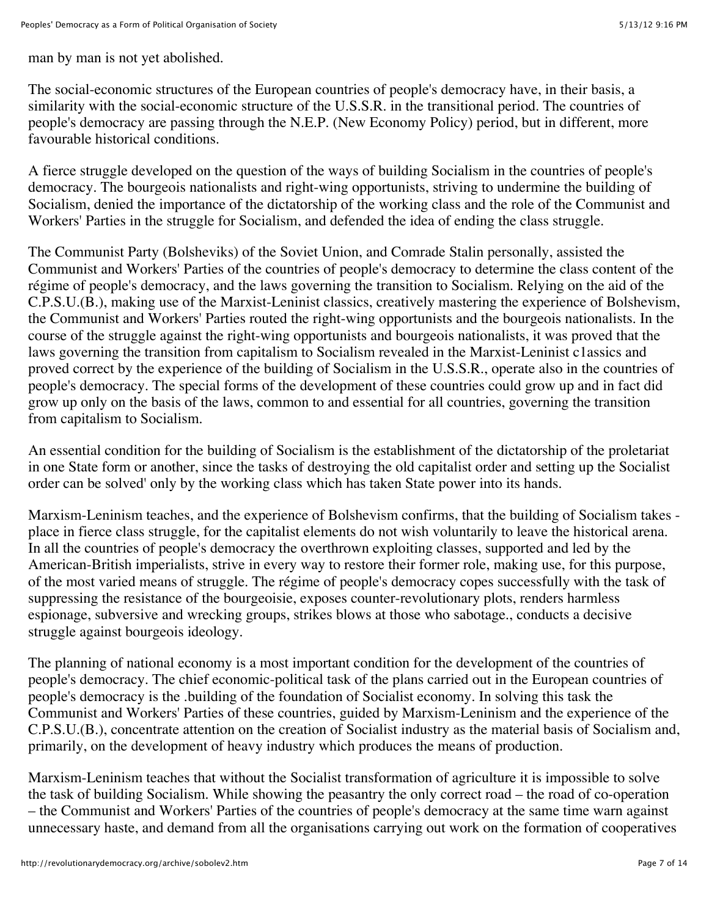man by man is not yet abolished.

The social-economic structures of the European countries of people's democracy have, in their basis, a similarity with the social-economic structure of the U.S.S.R. in the transitional period. The countries of people's democracy are passing through the N.E.P. (New Economy Policy) period, but in different, more favourable historical conditions.

A fierce struggle developed on the question of the ways of building Socialism in the countries of people's democracy. The bourgeois nationalists and right-wing opportunists, striving to undermine the building of Socialism, denied the importance of the dictatorship of the working class and the role of the Communist and Workers' Parties in the struggle for Socialism, and defended the idea of ending the class struggle.

The Communist Party (Bolsheviks) of the Soviet Union, and Comrade Stalin personally, assisted the Communist and Workers' Parties of the countries of people's democracy to determine the class content of the régime of people's democracy, and the laws governing the transition to Socialism. Relying on the aid of the C.P.S.U.(B.), making use of the Marxist-Leninist classics, creatively mastering the experience of Bolshevism, the Communist and Workers' Parties routed the right-wing opportunists and the bourgeois nationalists. In the course of the struggle against the right-wing opportunists and bourgeois nationalists, it was proved that the laws governing the transition from capitalism to Socialism revealed in the Marxist-Leninist c1assics and proved correct by the experience of the building of Socialism in the U.S.S.R., operate also in the countries of people's democracy. The special forms of the development of these countries could grow up and in fact did grow up only on the basis of the laws, common to and essential for all countries, governing the transition from capitalism to Socialism.

An essential condition for the building of Socialism is the establishment of the dictatorship of the proletariat in one State form or another, since the tasks of destroying the old capitalist order and setting up the Socialist order can be solved' only by the working class which has taken State power into its hands.

Marxism-Leninism teaches, and the experience of Bolshevism confirms, that the building of Socialism takes - place in fierce class struggle, for the capitalist elements do not wish voluntarily to leave the historical arena. In all the countries of people's democracy the overthrown exploiting classes, supported and led by the American-British imperialists, strive in every way to restore their former role, making use, for this purpose, of the most varied means of struggle. The régime of people's democracy copes successfully with the task of suppressing the resistance of the bourgeoisie, exposes counter-revolutionary plots, renders harmless espionage, subversive and wrecking groups, strikes blows at those who sabotage., conducts a decisive struggle against bourgeois ideology.

The planning of national economy is a most important condition for the development of the countries of people's democracy. The chief economic-political task of the plans carried out in the European countries of people's democracy is the .building of the foundation of Socialist economy. In solving this task the Communist and Workers' Parties of these countries, guided by Marxism-Leninism and the experience of the C.P.S.U.(B.), concentrate attention on the creation of Socialist industry as the material basis of Socialism and, primarily, on the development of heavy industry which produces the means of production.

Marxism-Leninism teaches that without the Socialist transformation of agriculture it is impossible to solve the task of building Socialism. While showing the peasantry the only correct road – the road of co-operation – the Communist and Workers' Parties of the countries of people's democracy at the same time warn against unnecessary haste, and demand from all the organisations carrying out work on the formation of cooperatives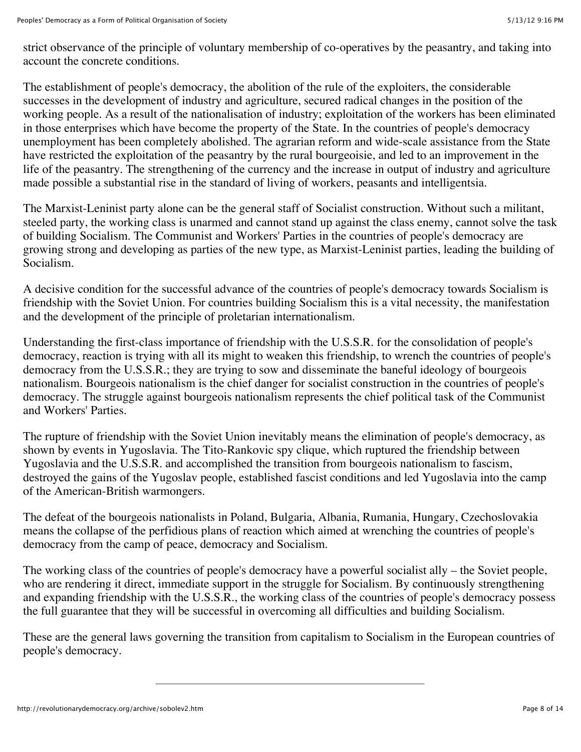strict observance of the principle of voluntary membership of co-operatives by the peasantry, and taking into account the concrete conditions.

The establishment of people's democracy, the abolition of the rule of the exploiters, the considerable successes in the development of industry and agriculture, secured radical changes in the position of the working people. As a result of the nationalisation of industry; exploitation of the workers has been eliminated in those enterprises which have become the property of the State. In the countries of people's democracy unemployment has been completely abolished. The agrarian reform and wide-scale assistance from the State have restricted the exploitation of the peasantry by the rural bourgeoisie, and led to an improvement in the life of the peasantry. The strengthening of the currency and the increase in output of industry and agriculture made possible a substantial rise in the standard of living of workers, peasants and intelligentsia.

The Marxist-Leninist party alone can be the general staff of Socialist construction. Without such a militant, steeled party, the working class is unarmed and cannot stand up against the class enemy, cannot solve the task of building Socialism. The Communist and Workers' Parties in the countries of people's democracy are growing strong and developing as parties of the new type, as Marxist-Leninist parties, leading the building of Socialism.

A decisive condition for the successful advance of the countries of people's democracy towards Socialism is friendship with the Soviet Union. For countries building Socialism this is a vital necessity, the manifestation and the development of the principle of proletarian internationalism.

Understanding the first-class importance of friendship with the U.S.S.R. for the consolidation of people's democracy, reaction is trying with all its might to weaken this friendship, to wrench the countries of people's democracy from the U.S.S.R.; they are trying to sow and disseminate the baneful ideology of bourgeois nationalism. Bourgeois nationalism is the chief danger for socialist construction in the countries of people's democracy. The struggle against bourgeois nationalism represents the chief political task of the Communist and Workers' Parties.

The rupture of friendship with the Soviet Union inevitably means the elimination of people's democracy, as shown by events in Yugoslavia. The Tito-Rankovic spy clique, which ruptured the friendship between Yugoslavia and the U.S.S.R. and accomplished the transition from bourgeois nationalism to fascism, destroyed the gains of the Yugoslav people, established fascist conditions and led Yugoslavia into the camp of the American-British warmongers.

The defeat of the bourgeois nationalists in Poland, Bulgaria, Albania, Rumania, Hungary, Czechoslovakia means the collapse of the perfidious plans of reaction which aimed at wrenching the countries of people's democracy from the camp of peace, democracy and Socialism.

The working class of the countries of people's democracy have a powerful socialist ally – the Soviet people, who are rendering it direct, immediate support in the struggle for Socialism. By continuously strengthening and expanding friendship with the U.S.S.R., the working class of the countries of people's democracy possess the full guarantee that they will be successful in overcoming all difficulties and building Socialism.

These are the general laws governing the transition from capitalism to Socialism in the European countries of people's democracy.

---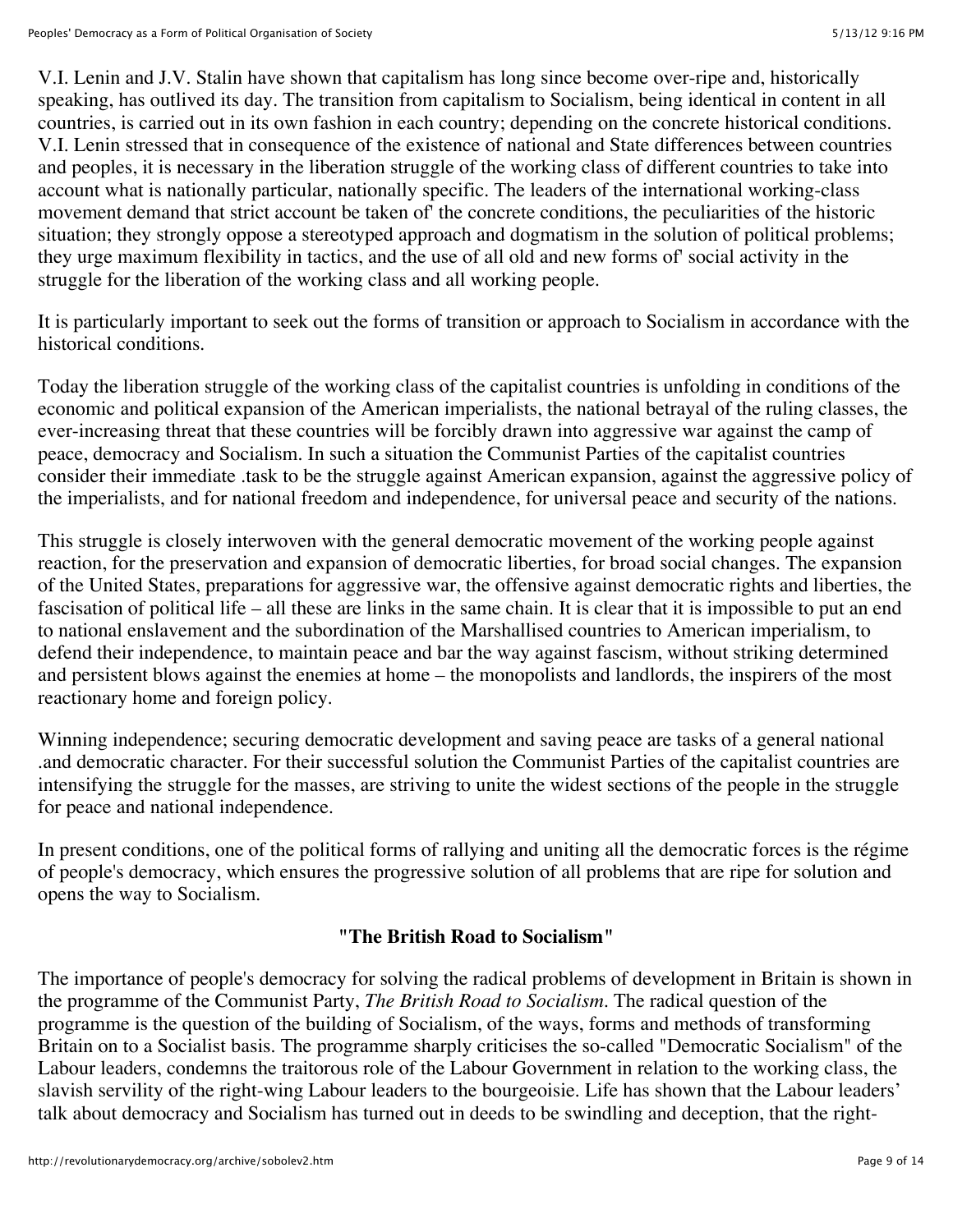V.I. Lenin and J.V. Stalin have shown that capitalism has long since become over-ripe and, historically speaking, has outlived its day. The transition from capitalism to Socialism, being identical in content in all countries, is carried out in its own fashion in each country; depending on the concrete historical conditions. V.I. Lenin stressed that in consequence of the existence of national and State differences between countries and peoples, it is necessary in the liberation struggle of the working class of different countries to take into account what is nationally particular, nationally specific. The leaders of the international working-class movement demand that strict account be taken of' the concrete conditions, the peculiarities of the historic situation; they strongly oppose a stereotyped approach and dogmatism in the solution of political problems; they urge maximum flexibility in tactics, and the use of all old and new forms of' social activity in the struggle for the liberation of the working class and all working people.

It is particularly important to seek out the forms of transition or approach to Socialism in accordance with the historical conditions.

Today the liberation struggle of the working class of the capitalist countries is unfolding in conditions of the economic and political expansion of the American imperialists, the national betrayal of the ruling classes, the ever-increasing threat that these countries will be forcibly drawn into aggressive war against the camp of peace, democracy and Socialism. In such a situation the Communist Parties of the capitalist countries consider their immediate .task to be the struggle against American expansion, against the aggressive policy of the imperialists, and for national freedom and independence, for universal peace and security of the nations.

This struggle is closely interwoven with the general democratic movement of the working people against reaction, for the preservation and expansion of democratic liberties, for broad social changes. The expansion of the United States, preparations for aggressive war, the offensive against democratic rights and liberties, the fascisation of political life – all these are links in the same chain. It is clear that it is impossible to put an end to national enslavement and the subordination of the Marshallised countries to American imperialism, to defend their independence, to maintain peace and bar the way against fascism, without striking determined and persistent blows against the enemies at home – the monopolists and landlords, the inspirers of the most reactionary home and foreign policy.

Winning independence; securing democratic development and saving peace are tasks of a general national .and democratic character. For their successful solution the Communist Parties of the capitalist countries are intensifying the struggle for the masses, are striving to unite the widest sections of the people in the struggle for peace and national independence.

In present conditions, one of the political forms of rallying and uniting all the democratic forces is the régime of people's democracy, which ensures the progressive solution of all problems that are ripe for solution and opens the way to Socialism.

### "The British Road to Socialism"

The importance of people's democracy for solving the radical problems of development in Britain is shown in the programme of the Communist Party, *The British Road to Socialism*. The radical question of the programme is the question of the building of Socialism, of the ways, forms and methods of transforming Britain on to a Socialist basis. The programme sharply criticises the so-called "Democratic Socialism" of the Labour leaders, condemns the traitorous role of the Labour Government in relation to the working class, the slavish servility of the right-wing Labour leaders to the bourgeoisie. Life has shown that the Labour leaders' talk about democracy and Socialism has turned out in deeds to be swindling and deception, that the right-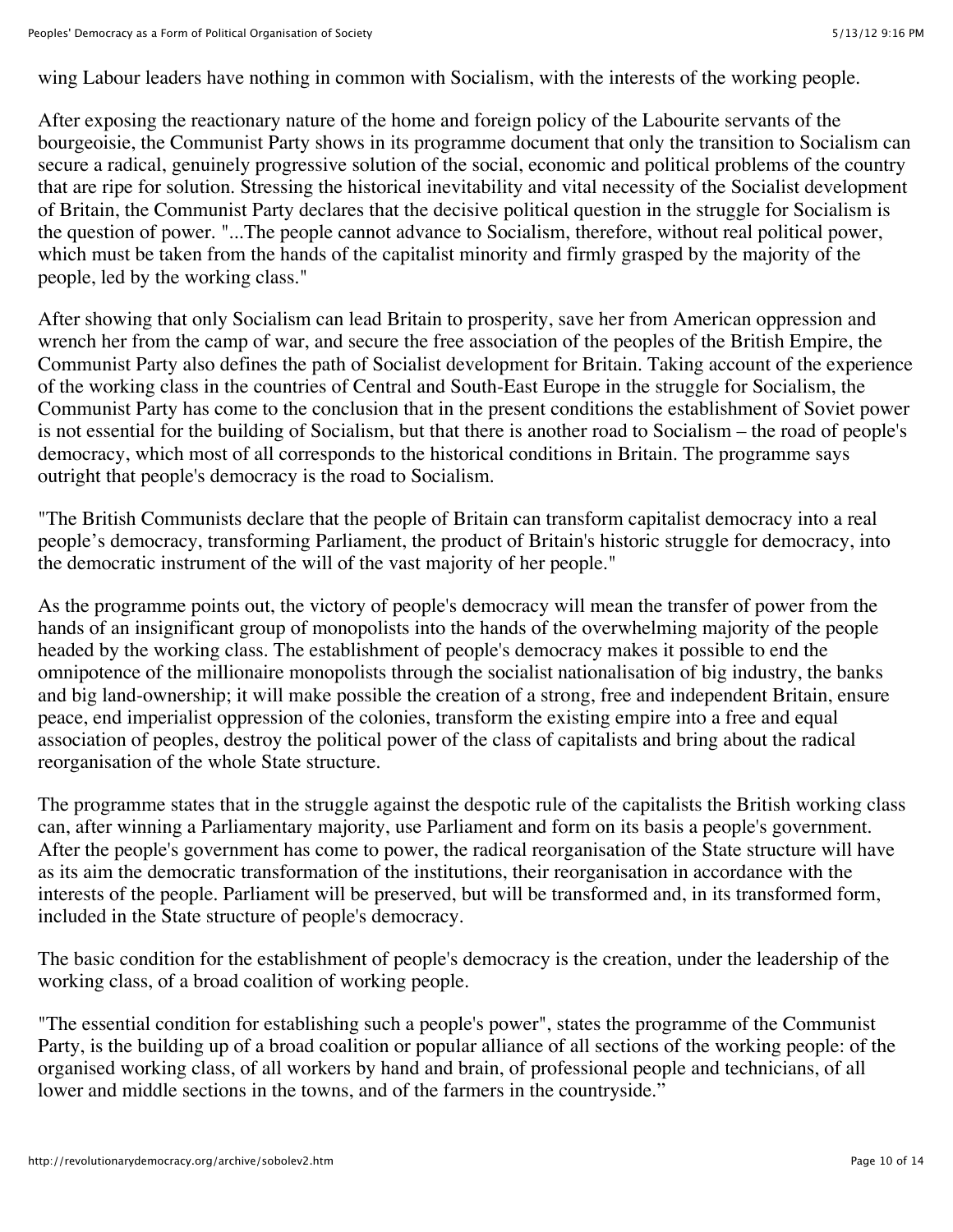wing Labour leaders have nothing in common with Socialism, with the interests of the working people.

After exposing the reactionary nature of the home and foreign policy of the Labourite servants of the bourgeoisie, the Communist Party shows in its programme document that only the transition to Socialism can secure a radical, genuinely progressive solution of the social, economic and political problems of the country that are ripe for solution. Stressing the historical inevitability and vital necessity of the Socialist development of Britain, the Communist Party declares that the decisive political question in the struggle for Socialism is the question of power. "...The people cannot advance to Socialism, therefore, without real political power, which must be taken from the hands of the capitalist minority and firmly grasped by the majority of the people, led by the working class."

After showing that only Socialism can lead Britain to prosperity, save her from American oppression and wrench her from the camp of war, and secure the free association of the peoples of the British Empire, the Communist Party also defines the path of Socialist development for Britain. Taking account of the experience of the working class in the countries of Central and South-East Europe in the struggle for Socialism, the Communist Party has come to the conclusion that in the present conditions the establishment of Soviet power is not essential for the building of Socialism, but that there is another road to Socialism – the road of people's democracy, which most of all corresponds to the historical conditions in Britain. The programme says outright that people's democracy is the road to Socialism.

"The British Communists declare that the people of Britain can transform capitalist democracy into a real people's democracy, transforming Parliament, the product of Britain's historic struggle for democracy, into the democratic instrument of the will of the vast majority of her people."

As the programme points out, the victory of people's democracy will mean the transfer of power from the hands of an insignificant group of monopolists into the hands of the overwhelming majority of the people headed by the working class. The establishment of people's democracy makes it possible to end the omnipotence of the millionaire monopolists through the socialist nationalisation of big industry, the banks and big land-ownership; it will make possible the creation of a strong, free and independent Britain, ensure peace, end imperialist oppression of the colonies, transform the existing empire into a free and equal association of peoples, destroy the political power of the class of capitalists and bring about the radical reorganisation of the whole State structure.

The programme states that in the struggle against the despotic rule of the capitalists the British working class can, after winning a Parliamentary majority, use Parliament and form on its basis a people's government. After the people's government has come to power, the radical reorganisation of the State structure will have as its aim the democratic transformation of the institutions, their reorganisation in accordance with the interests of the people. Parliament will be preserved, but will be transformed and, in its transformed form, included in the State structure of people's democracy.

The basic condition for the establishment of people's democracy is the creation, under the leadership of the working class, of a broad coalition of working people.

"The essential condition for establishing such a people's power", states the programme of the Communist Party, is the building up of a broad coalition or popular alliance of all sections of the working people: of the organised working class, of all workers by hand and brain, of professional people and technicians, of all lower and middle sections in the towns, and of the farmers in the countryside."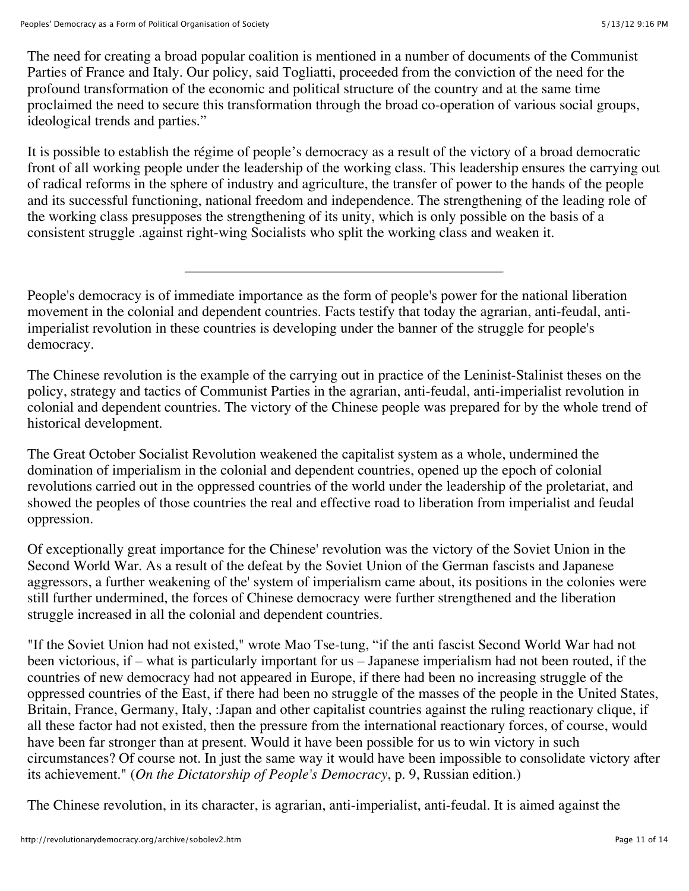The need for creating a broad popular coalition is mentioned in a number of documents of the Communist Parties of France and Italy. Our policy, said Togliatti, proceeded from the conviction of the need for the profound transformation of the economic and political structure of the country and at the same time proclaimed the need to secure this transformation through the broad co-operation of various social groups, ideological trends and parties."

It is possible to establish the régime of people's democracy as a result of the victory of a broad democratic front of all working people under the leadership of the working class. This leadership ensures the carrying out of radical reforms in the sphere of industry and agriculture, the transfer of power to the hands of the people and its successful functioning, national freedom and independence. The strengthening of the leading role of the working class presupposes the strengthening of its unity, which is only possible on the basis of a consistent struggle .against right-wing Socialists who split the working class and weaken it.

---

People's democracy is of immediate importance as the form of people's power for the national liberation movement in the colonial and dependent countries. Facts testify that today the agrarian, anti-feudal, anti-imperialist revolution in these countries is developing under the banner of the struggle for people's democracy.

The Chinese revolution is the example of the carrying out in practice of the Leninist-Stalinist theses on the policy, strategy and tactics of Communist Parties in the agrarian, anti-feudal, anti-imperialist revolution in colonial and dependent countries. The victory of the Chinese people was prepared for by the whole trend of historical development.

The Great October Socialist Revolution weakened the capitalist system as a whole, undermined the domination of imperialism in the colonial and dependent countries, opened up the epoch of colonial revolutions carried out in the oppressed countries of the world under the leadership of the proletariat, and showed the peoples of those countries the real and effective road to liberation from imperialist and feudal oppression.

Of exceptionally great importance for the Chinese' revolution was the victory of the Soviet Union in the Second World War. As a result of the defeat by the Soviet Union of the German fascists and Japanese aggressors, a further weakening of the' system of imperialism came about, its positions in the colonies were still further undermined, the forces of Chinese democracy were further strengthened and the liberation struggle increased in all the colonial and dependent countries.

"If the Soviet Union had not existed," wrote Mao Tse-tung, "if the anti fascist Second World War had not been victorious, if – what is particularly important for us – Japanese imperialism had not been routed, if the countries of new democracy had not appeared in Europe, if there had been no increasing struggle of the oppressed countries of the East, if there had been no struggle of the masses of the people in the United States, Britain, France, Germany, Italy, :Japan and other capitalist countries against the ruling reactionary clique, if all these factor had not existed, then the pressure from the international reactionary forces, of course, would have been far stronger than at present. Would it have been possible for us to win victory in such circumstances? Of course not. In just the same way it would have been impossible to consolidate victory after its achievement." (*On the Dictatorship of People's Democracy*, p. 9, Russian edition.)

The Chinese revolution, in its character, is agrarian, anti-imperialist, anti-feudal. It is aimed against the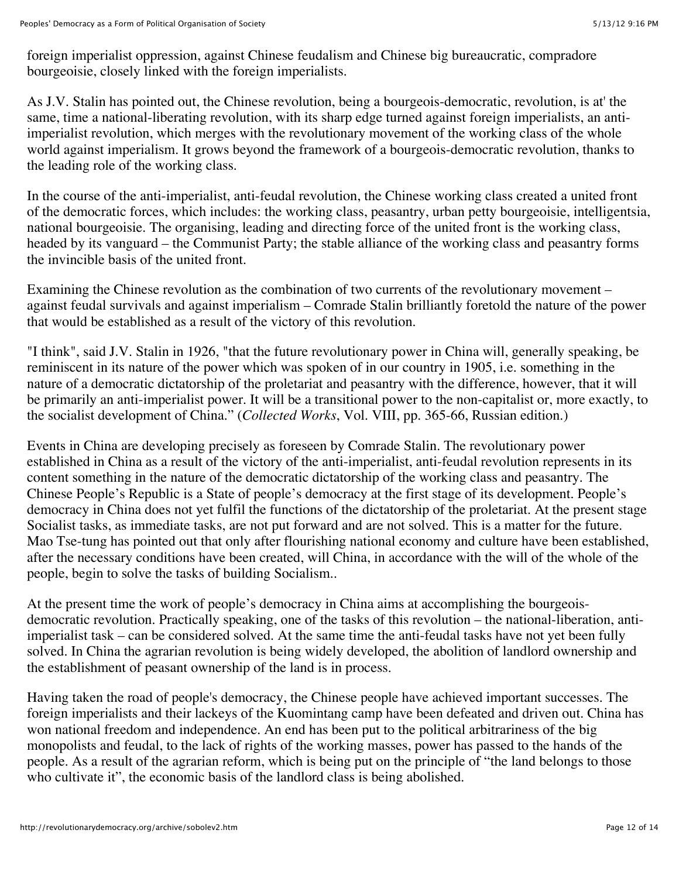foreign imperialist oppression, against Chinese feudalism and Chinese big bureaucratic, compradore bourgeoisie, closely linked with the foreign imperialists.

As J.V. Stalin has pointed out, the Chinese revolution, being a bourgeois-democratic, revolution, is at' the same, time a national-liberating revolution, with its sharp edge turned against foreign imperialists, an anti-imperialist revolution, which merges with the revolutionary movement of the working class of the whole world against imperialism. It grows beyond the framework of a bourgeois-democratic revolution, thanks to the leading role of the working class.

In the course of the anti-imperialist, anti-feudal revolution, the Chinese working class created a united front of the democratic forces, which includes: the working class, peasantry, urban petty bourgeoisie, intelligentsia, national bourgeoisie. The organising, leading and directing force of the united front is the working class, headed by its vanguard – the Communist Party; the stable alliance of the working class and peasantry forms the invincible basis of the united front.

Examining the Chinese revolution as the combination of two currents of the revolutionary movement – against feudal survivals and against imperialism – Comrade Stalin brilliantly foretold the nature of the power that would be established as a result of the victory of this revolution.

"I think", said J.V. Stalin in 1926, "that the future revolutionary power in China will, generally speaking, be reminiscent in its nature of the power which was spoken of in our country in 1905, i.e. something in the nature of a democratic dictatorship of the proletariat and peasantry with the difference, however, that it will be primarily an anti-imperialist power. It will be a transitional power to the non-capitalist or, more exactly, to the socialist development of China." (*Collected Works*, Vol. VIII, pp. 365-66, Russian edition.)

Events in China are developing precisely as foreseen by Comrade Stalin. The revolutionary power established in China as a result of the victory of the anti-imperialist, anti-feudal revolution represents in its content something in the nature of the democratic dictatorship of the working class and peasantry. The Chinese People's Republic is a State of people's democracy at the first stage of its development. People's democracy in China does not yet fulfil the functions of the dictatorship of the proletariat. At the present stage Socialist tasks, as immediate tasks, are not put forward and are not solved. This is a matter for the future. Mao Tse-tung has pointed out that only after flourishing national economy and culture have been established, after the necessary conditions have been created, will China, in accordance with the will of the whole of the people, begin to solve the tasks of building Socialism..

At the present time the work of people's democracy in China aims at accomplishing the bourgeois-democratic revolution. Practically speaking, one of the tasks of this revolution – the national-liberation, anti-imperialist task – can be considered solved. At the same time the anti-feudal tasks have not yet been fully solved. In China the agrarian revolution is being widely developed, the abolition of landlord ownership and the establishment of peasant ownership of the land is in process.

Having taken the road of people's democracy, the Chinese people have achieved important successes. The foreign imperialists and their lackeys of the Kuomintang camp have been defeated and driven out. China has won national freedom and independence. An end has been put to the political arbitrariness of the big monopolists and feudal, to the lack of rights of the working masses, power has passed to the hands of the people. As a result of the agrarian reform, which is being put on the principle of "the land belongs to those who cultivate it", the economic basis of the landlord class is being abolished.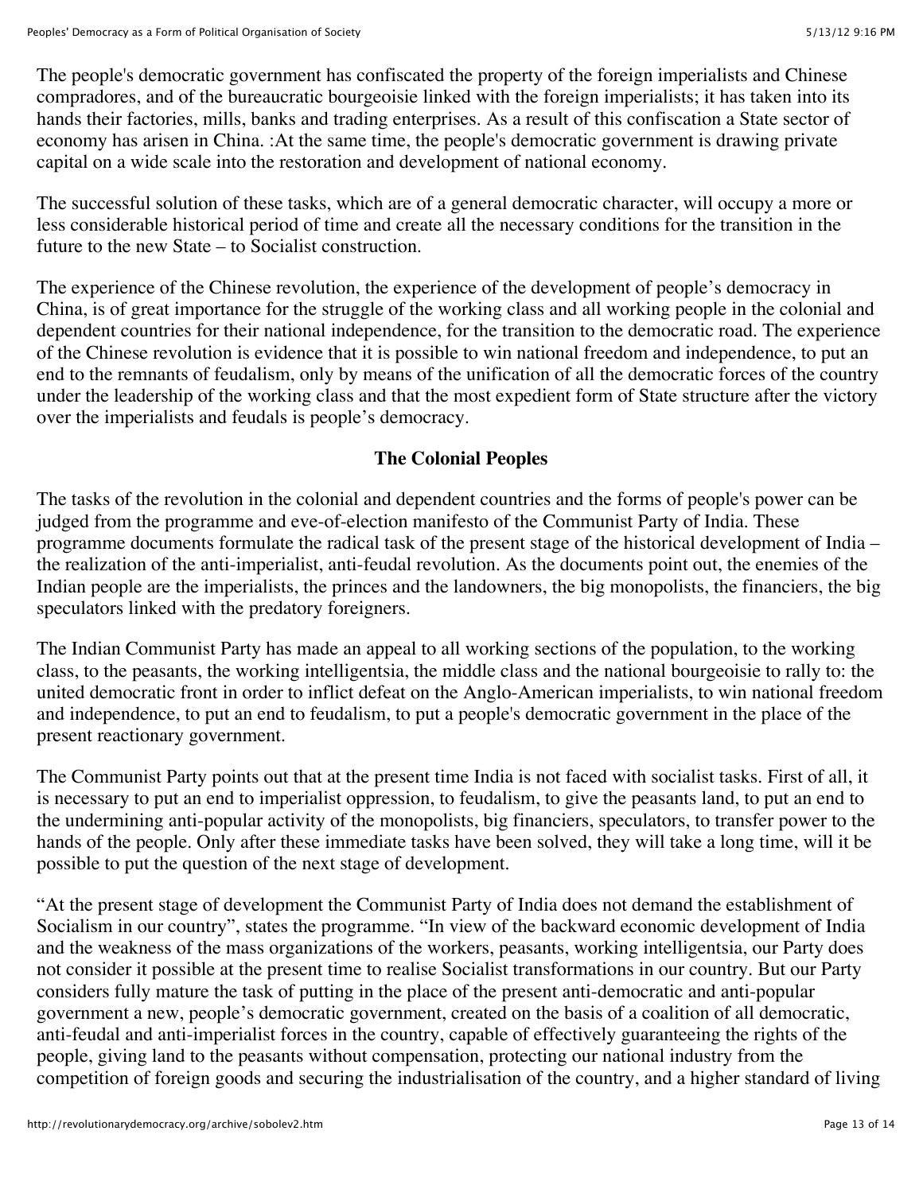The people's democratic government has confiscated the property of the foreign imperialists and Chinese compradores, and of the bureaucratic bourgeoisie linked with the foreign imperialists; it has taken into its hands their factories, mills, banks and trading enterprises. As a result of this confiscation a State sector of economy has arisen in China. :At the same time, the people's democratic government is drawing private capital on a wide scale into the restoration and development of national economy.

The successful solution of these tasks, which are of a general democratic character, will occupy a more or less considerable historical period of time and create all the necessary conditions for the transition in the future to the new State – to Socialist construction.

The experience of the Chinese revolution, the experience of the development of people's democracy in China, is of great importance for the struggle of the working class and all working people in the colonial and dependent countries for their national independence, for the transition to the democratic road. The experience of the Chinese revolution is evidence that it is possible to win national freedom and independence, to put an end to the remnants of feudalism, only by means of the unification of all the democratic forces of the country under the leadership of the working class and that the most expedient form of State structure after the victory over the imperialists and feudals is people's democracy.

**The Colonial Peoples**

The tasks of the revolution in the colonial and dependent countries and the forms of people's power can be judged from the programme and eve-of-election manifesto of the Communist Party of India. These programme documents formulate the radical task of the present stage of the historical development of India – the realization of the anti-imperialist, anti-feudal revolution. As the documents point out, the enemies of the Indian people are the imperialists, the princes and the landowners, the big monopolists, the financiers, the big speculators linked with the predatory foreigners.

The Indian Communist Party has made an appeal to all working sections of the population, to the working class, to the peasants, the working intelligentsia, the middle class and the national bourgeoisie to rally to: the united democratic front in order to inflict defeat on the Anglo-American imperialists, to win national freedom and independence, to put an end to feudalism, to put a people's democratic government in the place of the present reactionary government.

The Communist Party points out that at the present time India is not faced with socialist tasks. First of all, it is necessary to put an end to imperialist oppression, to feudalism, to give the peasants land, to put an end to the undermining anti-popular activity of the monopolists, big financiers, speculators, to transfer power to the hands of the people. Only after these immediate tasks have been solved, they will take a long time, will it be possible to put the question of the next stage of development.

"At the present stage of development the Communist Party of India does not demand the establishment of Socialism in our country", states the programme. "In view of the backward economic development of India and the weakness of the mass organizations of the workers, peasants, working intelligentsia, our Party does not consider it possible at the present time to realise Socialist transformations in our country. But our Party considers fully mature the task of putting in the place of the present anti-democratic and anti-popular government a new, people's democratic government, created on the basis of a coalition of all democratic, anti-feudal and anti-imperialist forces in the country, capable of effectively guaranteeing the rights of the people, giving land to the peasants without compensation, protecting our national industry from the competition of foreign goods and securing the industrialisation of the country, and a higher standard of living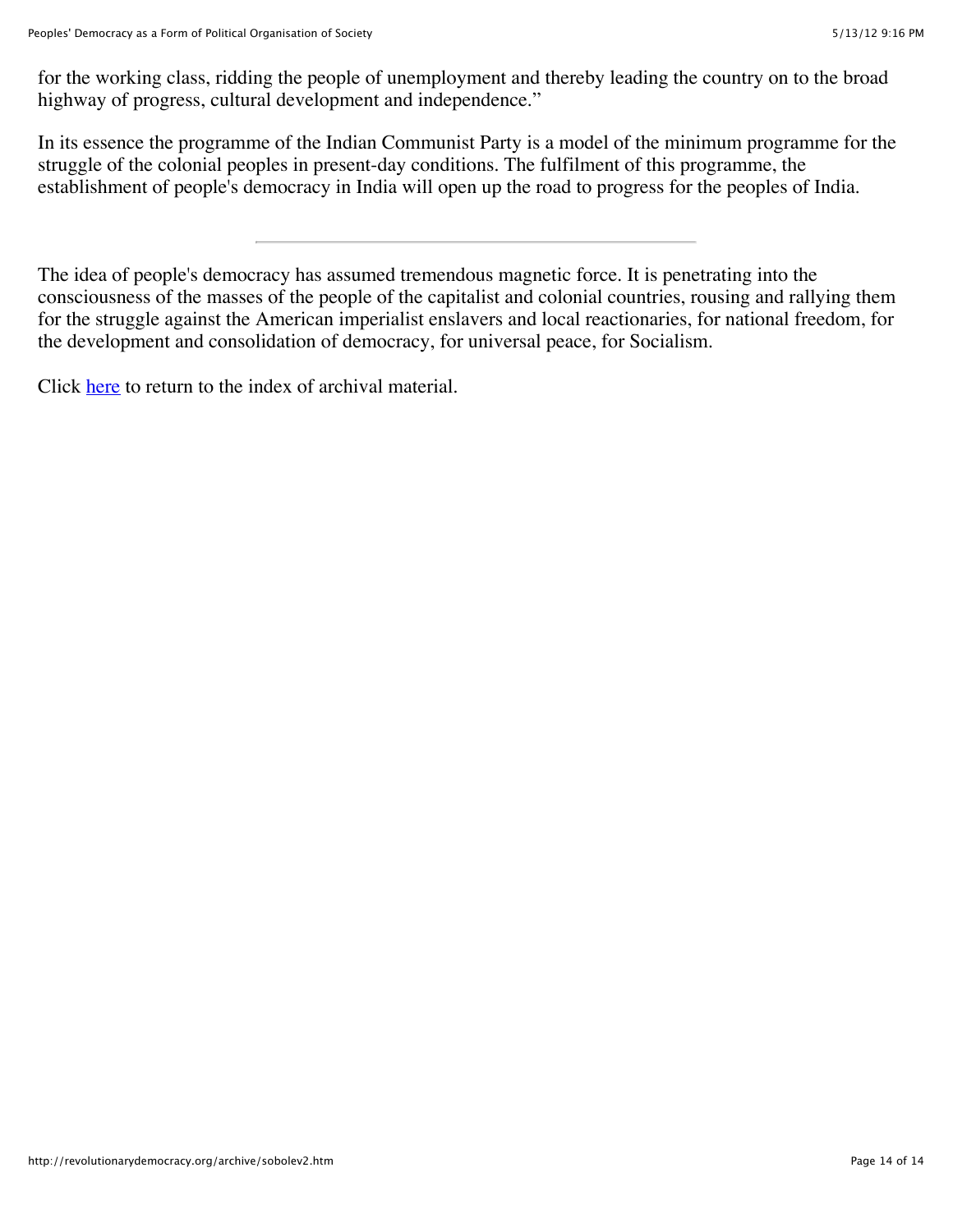for the working class, ridding the people of unemployment and thereby leading the country on to the broad highway of progress, cultural development and independence."

In its essence the programme of the Indian Communist Party is a model of the minimum programme for the struggle of the colonial peoples in present-day conditions. The fulfilment of this programme, the establishment of people's democracy in India will open up the road to progress for the peoples of India.

---

The idea of people's democracy has assumed tremendous magnetic force. It is penetrating into the consciousness of the masses of the people of the capitalist and colonial countries, rousing and rallying them for the struggle against the American imperialist enslavers and local reactionaries, for national freedom, for the development and consolidation of democracy, for universal peace, for Socialism.

Click here to return to the index of archival material.